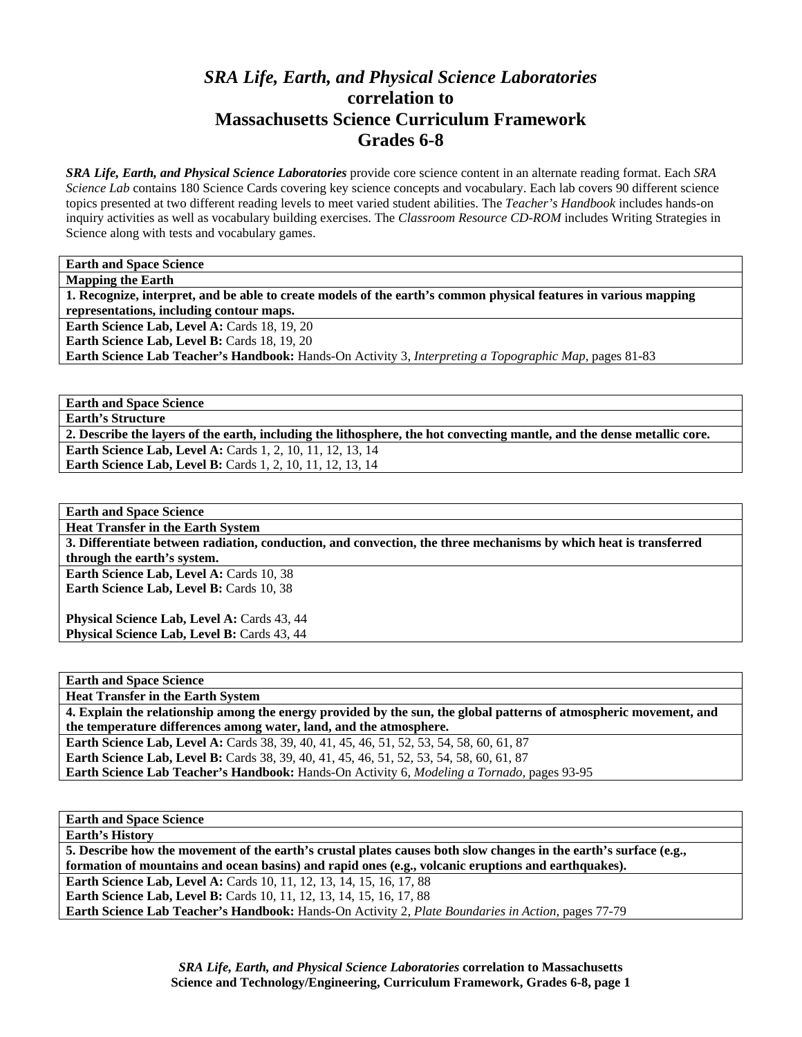# *SRA Life, Earth, and Physical Science Laboratories* correlation to Massachusetts Science Curriculum Framework Grades 6-8

***SRA Life, Earth, and Physical Science Laboratories*** provide core science content in an alternate reading format. Each *SRA Science Lab* contains 180 Science Cards covering key science concepts and vocabulary. Each lab covers 90 different science topics presented at two different reading levels to meet varied student abilities. The *Teacher's Handbook* includes hands-on inquiry activities as well as vocabulary building exercises. The *Classroom Resource CD-ROM* includes Writing Strategies in Science along with tests and vocabulary games.

| **Earth and Space Science** |
|---|
| **Mapping the Earth** |
| **1. Recognize, interpret, and be able to create models of the earth's common physical features in various mapping representations, including contour maps.** |
| **Earth Science Lab, Level A:** Cards 18, 19, 20<br>**Earth Science Lab, Level B:** Cards 18, 19, 20<br>**Earth Science Lab Teacher's Handbook:** Hands-On Activity 3, *Interpreting a Topographic Map,* pages 81-83 |

| **Earth and Space Science** |
|---|
| **Earth's Structure** |
| **2. Describe the layers of the earth, including the lithosphere, the hot convecting mantle, and the dense metallic core.** |
| **Earth Science Lab, Level A:** Cards 1, 2, 10, 11, 12, 13, 14<br>**Earth Science Lab, Level B:** Cards 1, 2, 10, 11, 12, 13, 14 |

| **Earth and Space Science** |
|---|
| **Heat Transfer in the Earth System** |
| **3. Differentiate between radiation, conduction, and convection, the three mechanisms by which heat is transferred through the earth's system.** |
| **Earth Science Lab, Level A:** Cards 10, 38<br>**Earth Science Lab, Level B:** Cards 10, 38<br><br>**Physical Science Lab, Level A:** Cards 43, 44<br>**Physical Science Lab, Level B:** Cards 43, 44 |

| **Earth and Space Science** |
|---|
| **Heat Transfer in the Earth System** |
| **4. Explain the relationship among the energy provided by the sun, the global patterns of atmospheric movement, and the temperature differences among water, land, and the atmosphere.** |
| **Earth Science Lab, Level A:** Cards 38, 39, 40, 41, 45, 46, 51, 52, 53, 54, 58, 60, 61, 87<br>**Earth Science Lab, Level B:** Cards 38, 39, 40, 41, 45, 46, 51, 52, 53, 54, 58, 60, 61, 87<br>**Earth Science Lab Teacher's Handbook:** Hands-On Activity 6, *Modeling a Tornado,* pages 93-95 |

| **Earth and Space Science** |
|---|
| **Earth's History** |
| **5. Describe how the movement of the earth's crustal plates causes both slow changes in the earth's surface (e.g., formation of mountains and ocean basins) and rapid ones (e.g., volcanic eruptions and earthquakes).** |
| **Earth Science Lab, Level A:** Cards 10, 11, 12, 13, 14, 15, 16, 17, 88<br>**Earth Science Lab, Level B:** Cards 10, 11, 12, 13, 14, 15, 16, 17, 88<br>**Earth Science Lab Teacher's Handbook:** Hands-On Activity 2, *Plate Boundaries in Action,* pages 77-79 |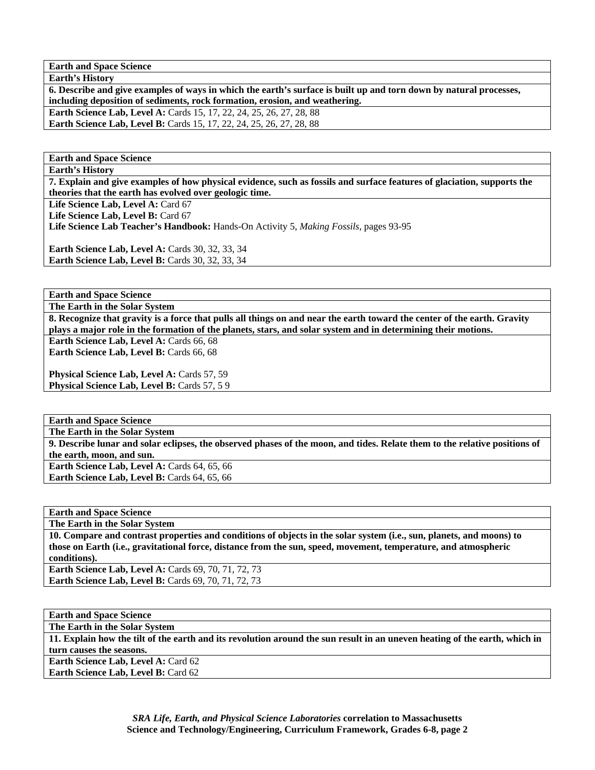| **Earth and Space Science** |
|---|
| **Earth's History** |
| **6. Describe and give examples of ways in which the earth's surface is built up and torn down by natural processes, including deposition of sediments, rock formation, erosion, and weathering.** |
| **Earth Science Lab, Level A:** Cards 15, 17, 22, 24, 25, 26, 27, 28, 88<br>**Earth Science Lab, Level B:** Cards 15, 17, 22, 24, 25, 26, 27, 28, 88 |

| **Earth and Space Science** |
|---|
| **Earth's History** |
| **7. Explain and give examples of how physical evidence, such as fossils and surface features of glaciation, supports the theories that the earth has evolved over geologic time.** |
| **Life Science Lab, Level A:** Card 67<br>**Life Science Lab, Level B:** Card 67<br>**Life Science Lab Teacher's Handbook:** Hands-On Activity 5, *Making Fossils,* pages 93-95<br><br>**Earth Science Lab, Level A:** Cards 30, 32, 33, 34<br>**Earth Science Lab, Level B:** Cards 30, 32, 33, 34 |

| **Earth and Space Science** |
|---|
| **The Earth in the Solar System** |
| **8. Recognize that gravity is a force that pulls all things on and near the earth toward the center of the earth. Gravity plays a major role in the formation of the planets, stars, and solar system and in determining their motions.** |
| **Earth Science Lab, Level A:** Cards 66, 68<br>**Earth Science Lab, Level B:** Cards 66, 68<br><br>**Physical Science Lab, Level A:** Cards 57, 59<br>**Physical Science Lab, Level B:** Cards 57, 5 9 |

| **Earth and Space Science** |
|---|
| **The Earth in the Solar System** |
| **9. Describe lunar and solar eclipses, the observed phases of the moon, and tides. Relate them to the relative positions of the earth, moon, and sun.** |
| **Earth Science Lab, Level A:** Cards 64, 65, 66<br>**Earth Science Lab, Level B:** Cards 64, 65, 66 |

| **Earth and Space Science** |
|---|
| **The Earth in the Solar System** |
| **10. Compare and contrast properties and conditions of objects in the solar system (i.e., sun, planets, and moons) to those on Earth (i.e., gravitational force, distance from the sun, speed, movement, temperature, and atmospheric conditions).** |
| **Earth Science Lab, Level A:** Cards 69, 70, 71, 72, 73<br>**Earth Science Lab, Level B:** Cards 69, 70, 71, 72, 73 |

| **Earth and Space Science** |
|---|
| **The Earth in the Solar System** |
| **11. Explain how the tilt of the earth and its revolution around the sun result in an uneven heating of the earth, which in turn causes the seasons.** |
| **Earth Science Lab, Level A:** Card 62<br>**Earth Science Lab, Level B:** Card 62 |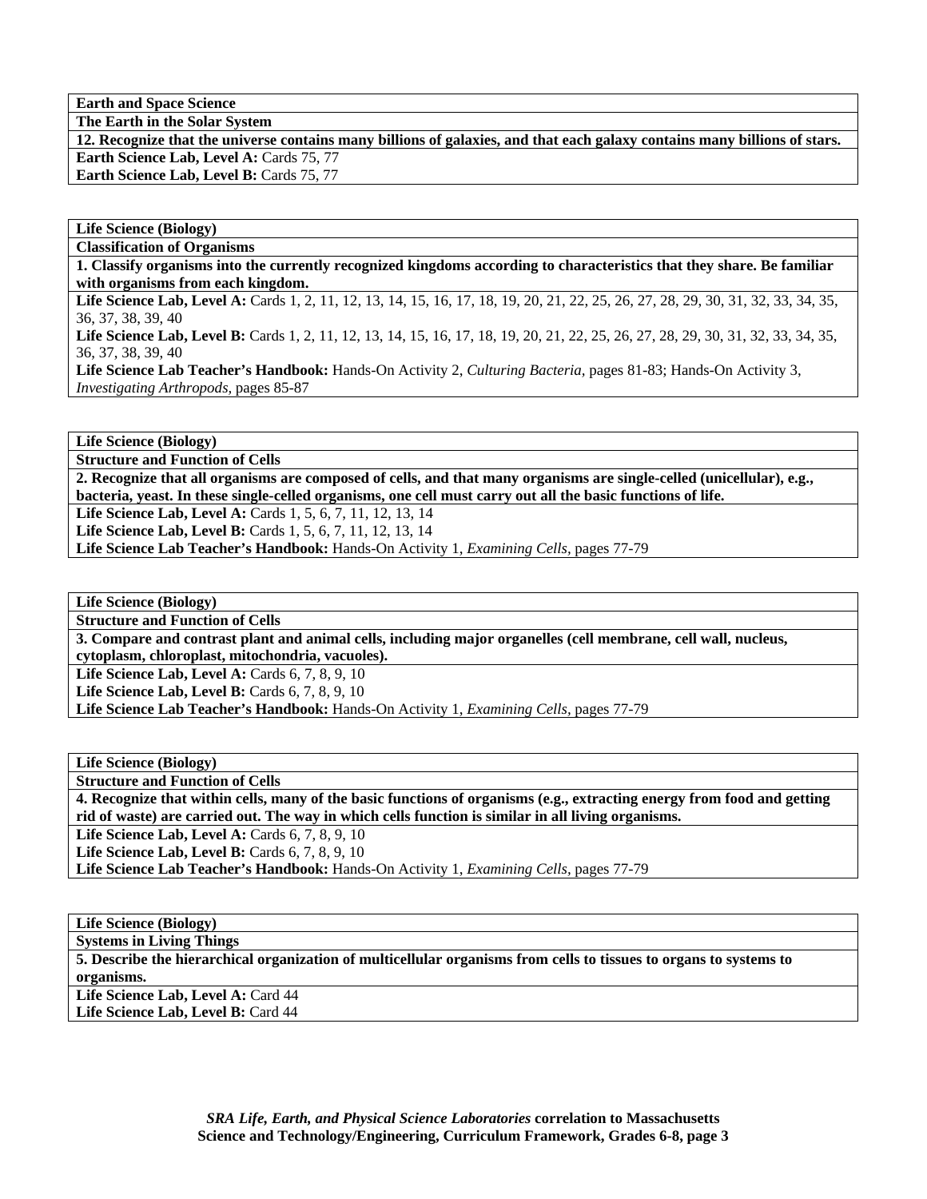**Earth and Space Science**

**The Earth in the Solar System**

**12. Recognize that the universe contains many billions of galaxies, and that each galaxy contains many billions of stars.**

**Earth Science Lab, Level A:** Cards 75, 77

**Earth Science Lab, Level B:** Cards 75, 77

---

**Life Science (Biology)**

**Classification of Organisms**

**1. Classify organisms into the currently recognized kingdoms according to characteristics that they share. Be familiar with organisms from each kingdom.**

**Life Science Lab, Level A:** Cards 1, 2, 11, 12, 13, 14, 15, 16, 17, 18, 19, 20, 21, 22, 25, 26, 27, 28, 29, 30, 31, 32, 33, 34, 35, 36, 37, 38, 39, 40

**Life Science Lab, Level B:** Cards 1, 2, 11, 12, 13, 14, 15, 16, 17, 18, 19, 20, 21, 22, 25, 26, 27, 28, 29, 30, 31, 32, 33, 34, 35, 36, 37, 38, 39, 40

**Life Science Lab Teacher's Handbook:** Hands-On Activity 2, *Culturing Bacteria,* pages 81-83; Hands-On Activity 3, *Investigating Arthropods,* pages 85-87

---

**Life Science (Biology)**

**Structure and Function of Cells**

**2. Recognize that all organisms are composed of cells, and that many organisms are single-celled (unicellular), e.g., bacteria, yeast. In these single-celled organisms, one cell must carry out all the basic functions of life.**

**Life Science Lab, Level A:** Cards 1, 5, 6, 7, 11, 12, 13, 14

**Life Science Lab, Level B:** Cards 1, 5, 6, 7, 11, 12, 13, 14

**Life Science Lab Teacher's Handbook:** Hands-On Activity 1, *Examining Cells,* pages 77-79

---

**Life Science (Biology)**

**Structure and Function of Cells**

**3. Compare and contrast plant and animal cells, including major organelles (cell membrane, cell wall, nucleus, cytoplasm, chloroplast, mitochondria, vacuoles).**

**Life Science Lab, Level A:** Cards 6, 7, 8, 9, 10

**Life Science Lab, Level B:** Cards 6, 7, 8, 9, 10

**Life Science Lab Teacher's Handbook:** Hands-On Activity 1, *Examining Cells,* pages 77-79

---

**Life Science (Biology)**

**Structure and Function of Cells**

**4. Recognize that within cells, many of the basic functions of organisms (e.g., extracting energy from food and getting rid of waste) are carried out. The way in which cells function is similar in all living organisms.**

**Life Science Lab, Level A:** Cards 6, 7, 8, 9, 10

**Life Science Lab, Level B:** Cards 6, 7, 8, 9, 10

**Life Science Lab Teacher's Handbook:** Hands-On Activity 1, *Examining Cells,* pages 77-79

---

**Life Science (Biology)**

**Systems in Living Things**

**5. Describe the hierarchical organization of multicellular organisms from cells to tissues to organs to systems to organisms.**

**Life Science Lab, Level A:** Card 44

**Life Science Lab, Level B:** Card 44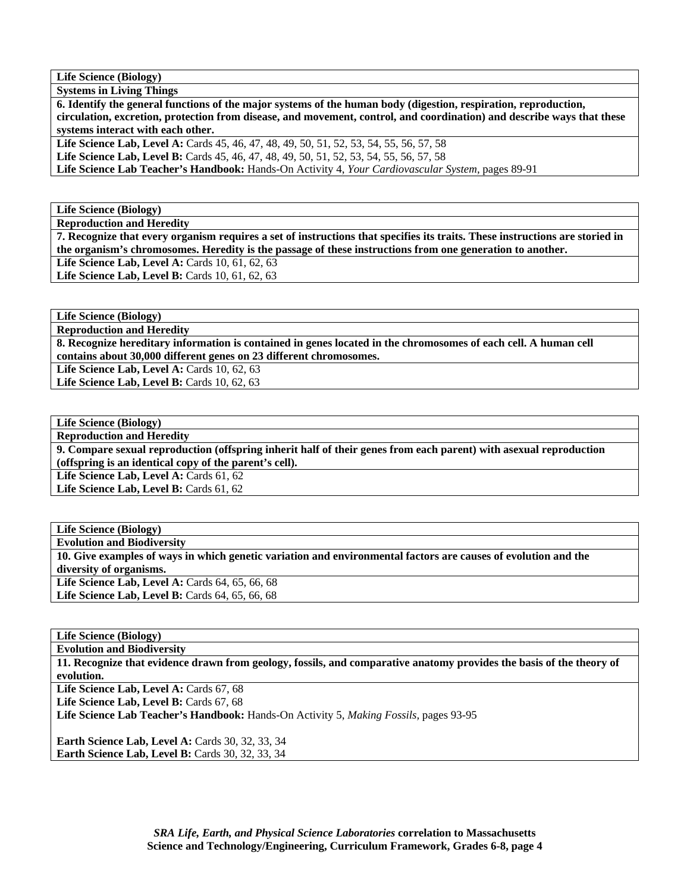**Life Science (Biology)**

**Systems in Living Things**

**6. Identify the general functions of the major systems of the human body (digestion, respiration, reproduction, circulation, excretion, protection from disease, and movement, control, and coordination) and describe ways that these systems interact with each other.**

**Life Science Lab, Level A:** Cards 45, 46, 47, 48, 49, 50, 51, 52, 53, 54, 55, 56, 57, 58
**Life Science Lab, Level B:** Cards 45, 46, 47, 48, 49, 50, 51, 52, 53, 54, 55, 56, 57, 58
**Life Science Lab Teacher's Handbook:** Hands-On Activity 4, *Your Cardiovascular System,* pages 89-91

---

**Life Science (Biology)**

**Reproduction and Heredity**

**7. Recognize that every organism requires a set of instructions that specifies its traits. These instructions are storied in the organism's chromosomes. Heredity is the passage of these instructions from one generation to another.**

**Life Science Lab, Level A:** Cards 10, 61, 62, 63
**Life Science Lab, Level B:** Cards 10, 61, 62, 63

---

**Life Science (Biology)**

**Reproduction and Heredity**

**8. Recognize hereditary information is contained in genes located in the chromosomes of each cell. A human cell contains about 30,000 different genes on 23 different chromosomes.**

**Life Science Lab, Level A:** Cards 10, 62, 63
**Life Science Lab, Level B:** Cards 10, 62, 63

---

**Life Science (Biology)**

**Reproduction and Heredity**

**9. Compare sexual reproduction (offspring inherit half of their genes from each parent) with asexual reproduction (offspring is an identical copy of the parent's cell).**

**Life Science Lab, Level A:** Cards 61, 62
**Life Science Lab, Level B:** Cards 61, 62

---

**Life Science (Biology)**

**Evolution and Biodiversity**

**10. Give examples of ways in which genetic variation and environmental factors are causes of evolution and the diversity of organisms.**

**Life Science Lab, Level A:** Cards 64, 65, 66, 68
**Life Science Lab, Level B:** Cards 64, 65, 66, 68

---

**Life Science (Biology)**

**Evolution and Biodiversity**

**11. Recognize that evidence drawn from geology, fossils, and comparative anatomy provides the basis of the theory of evolution.**

**Life Science Lab, Level A:** Cards 67, 68
**Life Science Lab, Level B:** Cards 67, 68
**Life Science Lab Teacher's Handbook:** Hands-On Activity 5, *Making Fossils,* pages 93-95

**Earth Science Lab, Level A:** Cards 30, 32, 33, 34
**Earth Science Lab, Level B:** Cards 30, 32, 33, 34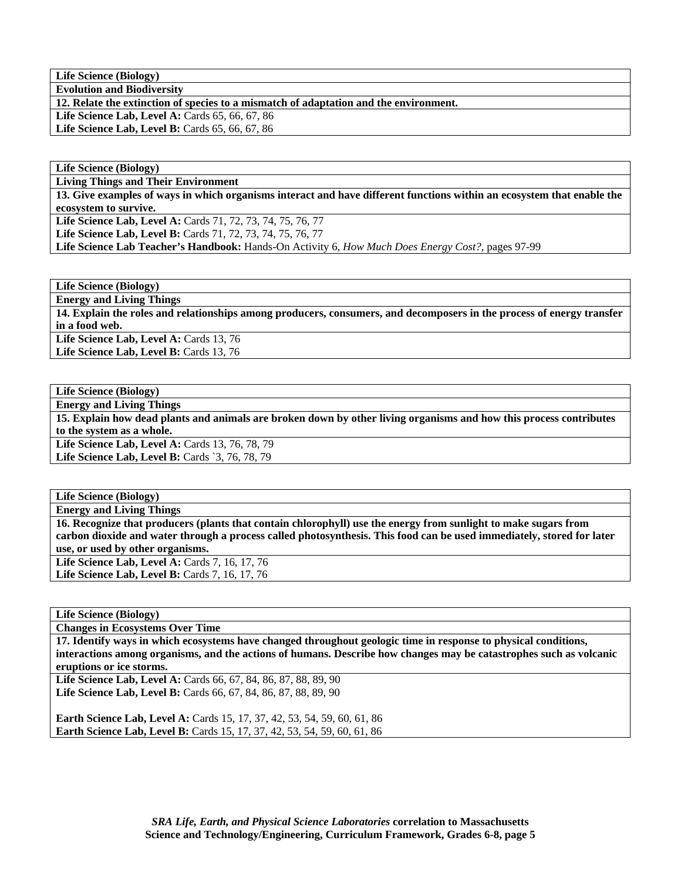| **Life Science (Biology)** |
|---|
| **Evolution and Biodiversity** |
| **12. Relate the extinction of species to a mismatch of adaptation and the environment.** |
| **Life Science Lab, Level A:** Cards 65, 66, 67, 86<br>**Life Science Lab, Level B:** Cards 65, 66, 67, 86 |

| **Life Science (Biology)** |
|---|
| **Living Things and Their Environment** |
| **13. Give examples of ways in which organisms interact and have different functions within an ecosystem that enable the ecosystem to survive.** |
| **Life Science Lab, Level A:** Cards 71, 72, 73, 74, 75, 76, 77<br>**Life Science Lab, Level B:** Cards 71, 72, 73, 74, 75, 76, 77<br>**Life Science Lab Teacher's Handbook:** Hands-On Activity 6, *How Much Does Energy Cost?,* pages 97-99 |

| **Life Science (Biology)** |
|---|
| **Energy and Living Things** |
| **14. Explain the roles and relationships among producers, consumers, and decomposers in the process of energy transfer in a food web.** |
| **Life Science Lab, Level A:** Cards 13, 76<br>**Life Science Lab, Level B:** Cards 13, 76 |

| **Life Science (Biology)** |
|---|
| **Energy and Living Things** |
| **15. Explain how dead plants and animals are broken down by other living organisms and how this process contributes to the system as a whole.** |
| **Life Science Lab, Level A:** Cards 13, 76, 78, 79<br>**Life Science Lab, Level B:** Cards `3, 76, 78, 79 |

| **Life Science (Biology)** |
|---|
| **Energy and Living Things** |
| **16. Recognize that producers (plants that contain chlorophyll) use the energy from sunlight to make sugars from carbon dioxide and water through a process called photosynthesis. This food can be used immediately, stored for later use, or used by other organisms.** |
| **Life Science Lab, Level A:** Cards 7, 16, 17, 76<br>**Life Science Lab, Level B:** Cards 7, 16, 17, 76 |

| **Life Science (Biology)** |
|---|
| **Changes in Ecosystems Over Time** |
| **17. Identify ways in which ecosystems have changed throughout geologic time in response to physical conditions, interactions among organisms, and the actions of humans. Describe how changes may be catastrophes such as volcanic eruptions or ice storms.** |
| **Life Science Lab, Level A:** Cards 66, 67, 84, 86, 87, 88, 89, 90<br>**Life Science Lab, Level B:** Cards 66, 67, 84, 86, 87, 88, 89, 90<br><br>**Earth Science Lab, Level A:** Cards 15, 17, 37, 42, 53, 54, 59, 60, 61, 86<br>**Earth Science Lab, Level B:** Cards 15, 17, 37, 42, 53, 54, 59, 60, 61, 86 |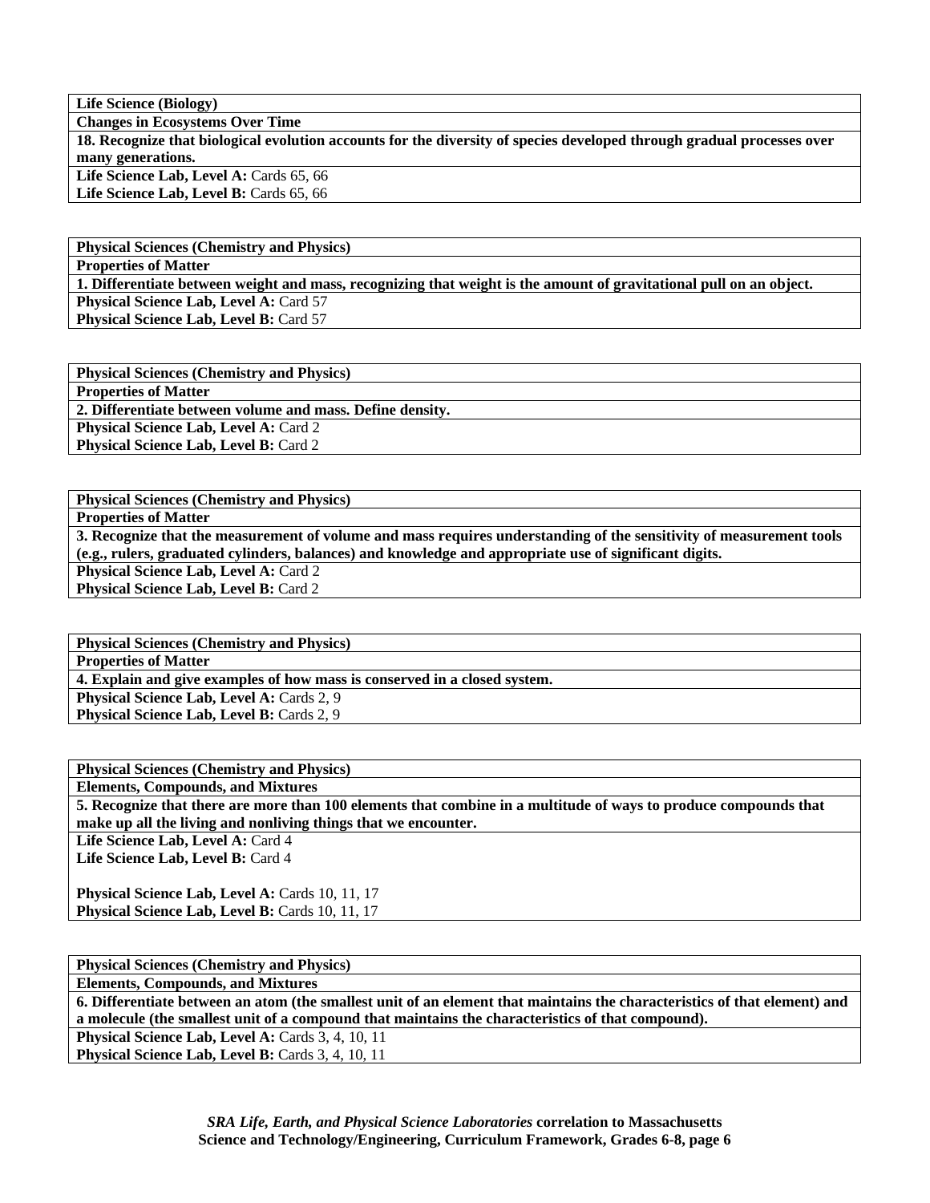| **Life Science (Biology)** |
|---|
| **Changes in Ecosystems Over Time** |
| **18. Recognize that biological evolution accounts for the diversity of species developed through gradual processes over many generations.** |
| **Life Science Lab, Level A:** Cards 65, 66<br>**Life Science Lab, Level B:** Cards 65, 66 |

| **Physical Sciences (Chemistry and Physics)** |
|---|
| **Properties of Matter** |
| **1. Differentiate between weight and mass, recognizing that weight is the amount of gravitational pull on an object.** |
| **Physical Science Lab, Level A:** Card 57<br>**Physical Science Lab, Level B:** Card 57 |

| **Physical Sciences (Chemistry and Physics)** |
|---|
| **Properties of Matter** |
| **2. Differentiate between volume and mass. Define density.** |
| **Physical Science Lab, Level A:** Card 2<br>**Physical Science Lab, Level B:** Card 2 |

| **Physical Sciences (Chemistry and Physics)** |
|---|
| **Properties of Matter** |
| **3. Recognize that the measurement of volume and mass requires understanding of the sensitivity of measurement tools (e.g., rulers, graduated cylinders, balances) and knowledge and appropriate use of significant digits.** |
| **Physical Science Lab, Level A:** Card 2<br>**Physical Science Lab, Level B:** Card 2 |

| **Physical Sciences (Chemistry and Physics)** |
|---|
| **Properties of Matter** |
| **4. Explain and give examples of how mass is conserved in a closed system.** |
| **Physical Science Lab, Level A:** Cards 2, 9<br>**Physical Science Lab, Level B:** Cards 2, 9 |

| **Physical Sciences (Chemistry and Physics)** |
|---|
| **Elements, Compounds, and Mixtures** |
| **5. Recognize that there are more than 100 elements that combine in a multitude of ways to produce compounds that make up all the living and nonliving things that we encounter.** |
| **Life Science Lab, Level A:** Card 4<br>**Life Science Lab, Level B:** Card 4<br><br>**Physical Science Lab, Level A:** Cards 10, 11, 17<br>**Physical Science Lab, Level B:** Cards 10, 11, 17 |

| **Physical Sciences (Chemistry and Physics)** |
|---|
| **Elements, Compounds, and Mixtures** |
| **6. Differentiate between an atom (the smallest unit of an element that maintains the characteristics of that element) and a molecule (the smallest unit of a compound that maintains the characteristics of that compound).** |
| **Physical Science Lab, Level A:** Cards 3, 4, 10, 11<br>**Physical Science Lab, Level B:** Cards 3, 4, 10, 11 |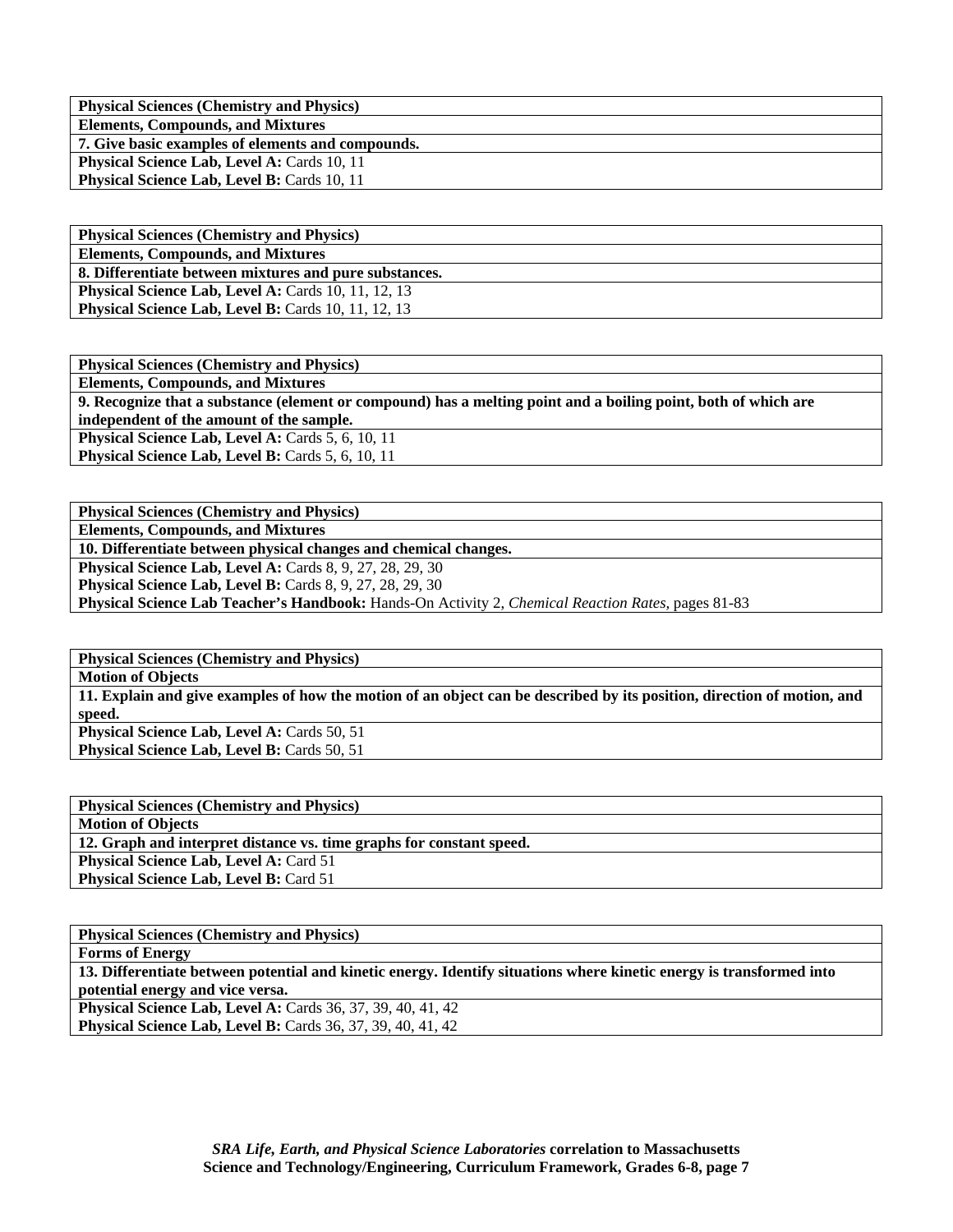| **Physical Sciences (Chemistry and Physics)** |
|---|
| **Elements, Compounds, and Mixtures** |
| **7. Give basic examples of elements and compounds.** |
| **Physical Science Lab, Level A:** Cards 10, 11 |
| **Physical Science Lab, Level B:** Cards 10, 11 |

| **Physical Sciences (Chemistry and Physics)** |
|---|
| **Elements, Compounds, and Mixtures** |
| **8. Differentiate between mixtures and pure substances.** |
| **Physical Science Lab, Level A:** Cards 10, 11, 12, 13 |
| **Physical Science Lab, Level B:** Cards 10, 11, 12, 13 |

| **Physical Sciences (Chemistry and Physics)** |
|---|
| **Elements, Compounds, and Mixtures** |
| **9. Recognize that a substance (element or compound) has a melting point and a boiling point, both of which are independent of the amount of the sample.** |
| **Physical Science Lab, Level A:** Cards 5, 6, 10, 11 |
| **Physical Science Lab, Level B:** Cards 5, 6, 10, 11 |

| **Physical Sciences (Chemistry and Physics)** |
|---|
| **Elements, Compounds, and Mixtures** |
| **10. Differentiate between physical changes and chemical changes.** |
| **Physical Science Lab, Level A:** Cards 8, 9, 27, 28, 29, 30 |
| **Physical Science Lab, Level B:** Cards 8, 9, 27, 28, 29, 30 |
| **Physical Science Lab Teacher's Handbook:** Hands-On Activity 2, *Chemical Reaction Rates,* pages 81-83 |

| **Physical Sciences (Chemistry and Physics)** |
|---|
| **Motion of Objects** |
| **11. Explain and give examples of how the motion of an object can be described by its position, direction of motion, and speed.** |
| **Physical Science Lab, Level A:** Cards 50, 51 |
| **Physical Science Lab, Level B:** Cards 50, 51 |

| **Physical Sciences (Chemistry and Physics)** |
|---|
| **Motion of Objects** |
| **12. Graph and interpret distance vs. time graphs for constant speed.** |
| **Physical Science Lab, Level A:** Card 51 |
| **Physical Science Lab, Level B:** Card 51 |

| **Physical Sciences (Chemistry and Physics)** |
|---|
| **Forms of Energy** |
| **13. Differentiate between potential and kinetic energy. Identify situations where kinetic energy is transformed into potential energy and vice versa.** |
| **Physical Science Lab, Level A:** Cards 36, 37, 39, 40, 41, 42 |
| **Physical Science Lab, Level B:** Cards 36, 37, 39, 40, 41, 42 |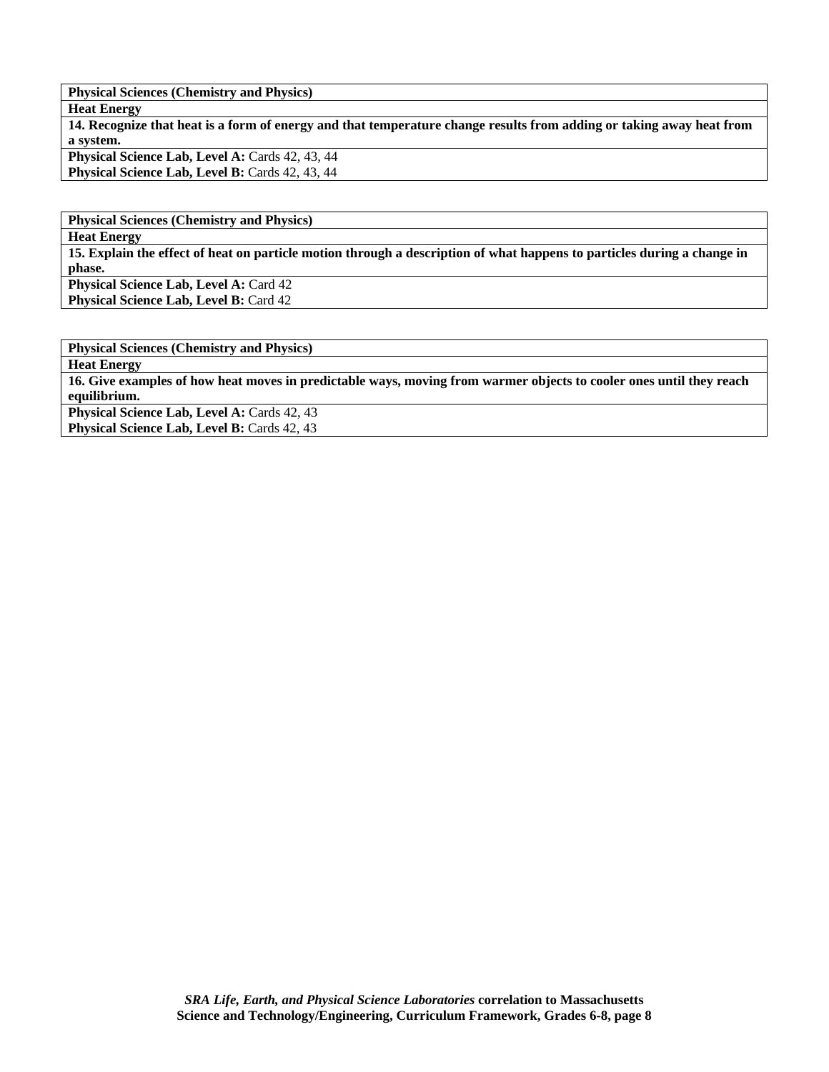| Physical Sciences (Chemistry and Physics) |
| --- |
| **Heat Energy** |
| **14. Recognize that heat is a form of energy and that temperature change results from adding or taking away heat from a system.** |
| **Physical Science Lab, Level A:** Cards 42, 43, 44 |
| **Physical Science Lab, Level B:** Cards 42, 43, 44 |

| Physical Sciences (Chemistry and Physics) |
| --- |
| **Heat Energy** |
| **15. Explain the effect of heat on particle motion through a description of what happens to particles during a change in phase.** |
| **Physical Science Lab, Level A:** Card 42 |
| **Physical Science Lab, Level B:** Card 42 |

| Physical Sciences (Chemistry and Physics) |
| --- |
| **Heat Energy** |
| **16. Give examples of how heat moves in predictable ways, moving from warmer objects to cooler ones until they reach equilibrium.** |
| **Physical Science Lab, Level A:** Cards 42, 43 |
| **Physical Science Lab, Level B:** Cards 42, 43 |